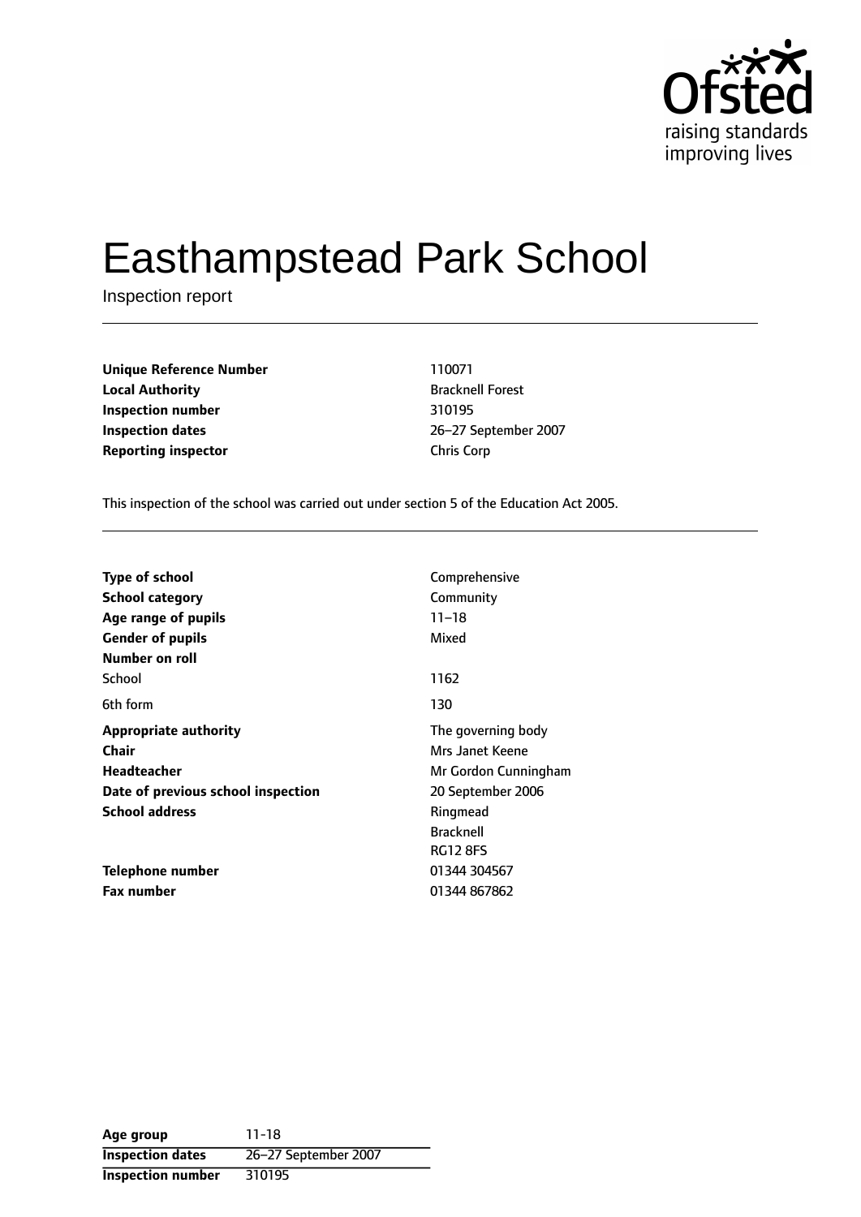# Easthampstead Park School

Inspection report

| | |
|---|---|
| **Unique Reference Number** | 110071 |
| **Local Authority** | Bracknell Forest |
| **Inspection number** | 310195 |
| **Inspection dates** | 26–27 September 2007 |
| **Reporting inspector** | Chris Corp |

This inspection of the school was carried out under section 5 of the Education Act 2005.

| | |
|---|---|
| **Type of school** | Comprehensive |
| **School category** | Community |
| **Age range of pupils** | 11–18 |
| **Gender of pupils** | Mixed |
| **Number on roll** | |
| School | 1162 |
| 6th form | 130 |
| **Appropriate authority** | The governing body |
| **Chair** | Mrs Janet Keene |
| **Headteacher** | Mr Gordon Cunningham |
| **Date of previous school inspection** | 20 September 2006 |
| **School address** | Ringmead<br>Bracknell<br>RG12 8FS |
| **Telephone number** | 01344 304567 |
| **Fax number** | 01344 867862 |

| | |
|---|---|
| **Age group** | 11-18 |
| **Inspection dates** | 26–27 September 2007 |
| **Inspection number** | 310195 |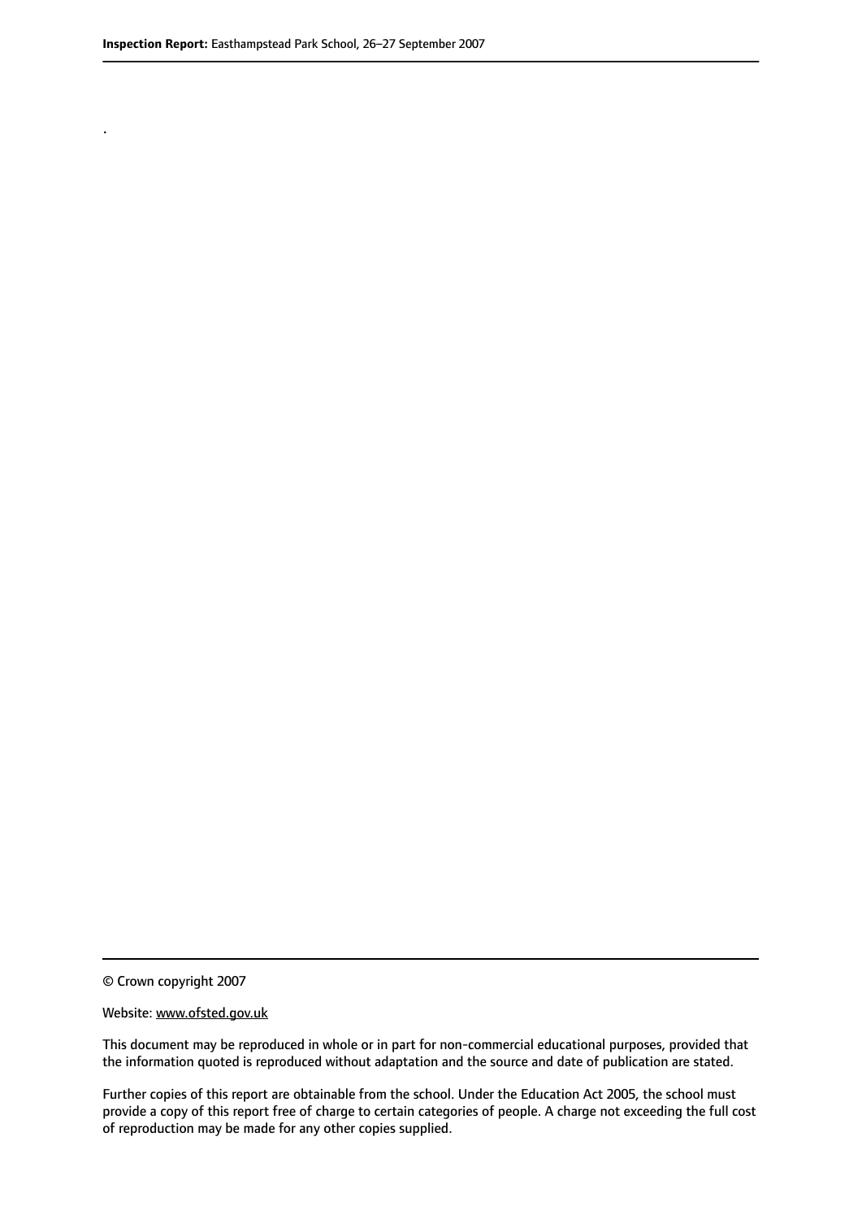.

© Crown copyright 2007

Website: www.ofsted.gov.uk

This document may be reproduced in whole or in part for non-commercial educational purposes, provided that the information quoted is reproduced without adaptation and the source and date of publication are stated.

Further copies of this report are obtainable from the school. Under the Education Act 2005, the school must provide a copy of this report free of charge to certain categories of people. A charge not exceeding the full cost of reproduction may be made for any other copies supplied.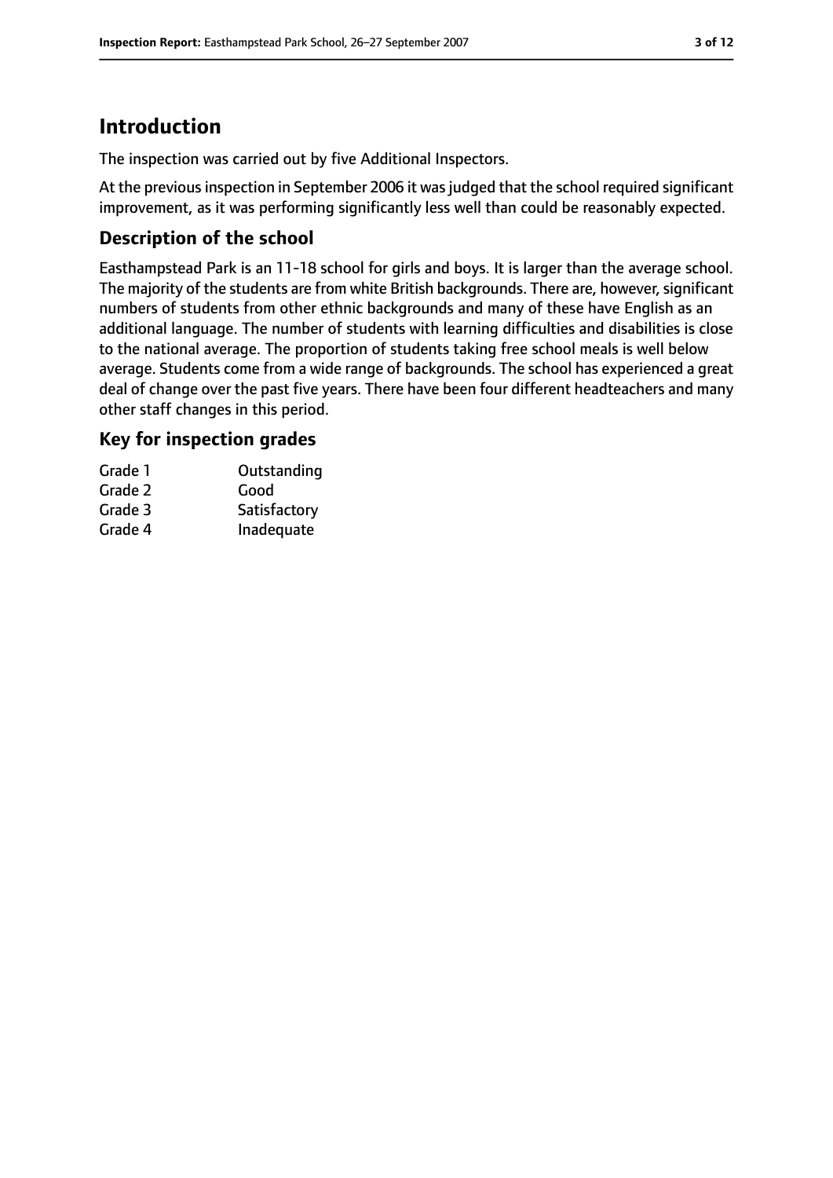## Introduction

The inspection was carried out by five Additional Inspectors.

At the previous inspection in September 2006 it was judged that the school required significant improvement, as it was performing significantly less well than could be reasonably expected.

### Description of the school

Easthampstead Park is an 11-18 school for girls and boys. It is larger than the average school. The majority of the students are from white British backgrounds. There are, however, significant numbers of students from other ethnic backgrounds and many of these have English as an additional language. The number of students with learning difficulties and disabilities is close to the national average. The proportion of students taking free school meals is well below average. Students come from a wide range of backgrounds. The school has experienced a great deal of change over the past five years. There have been four different headteachers and many other staff changes in this period.

### Key for inspection grades

| | |
|---|---|
| Grade 1 | Outstanding |
| Grade 2 | Good |
| Grade 3 | Satisfactory |
| Grade 4 | Inadequate |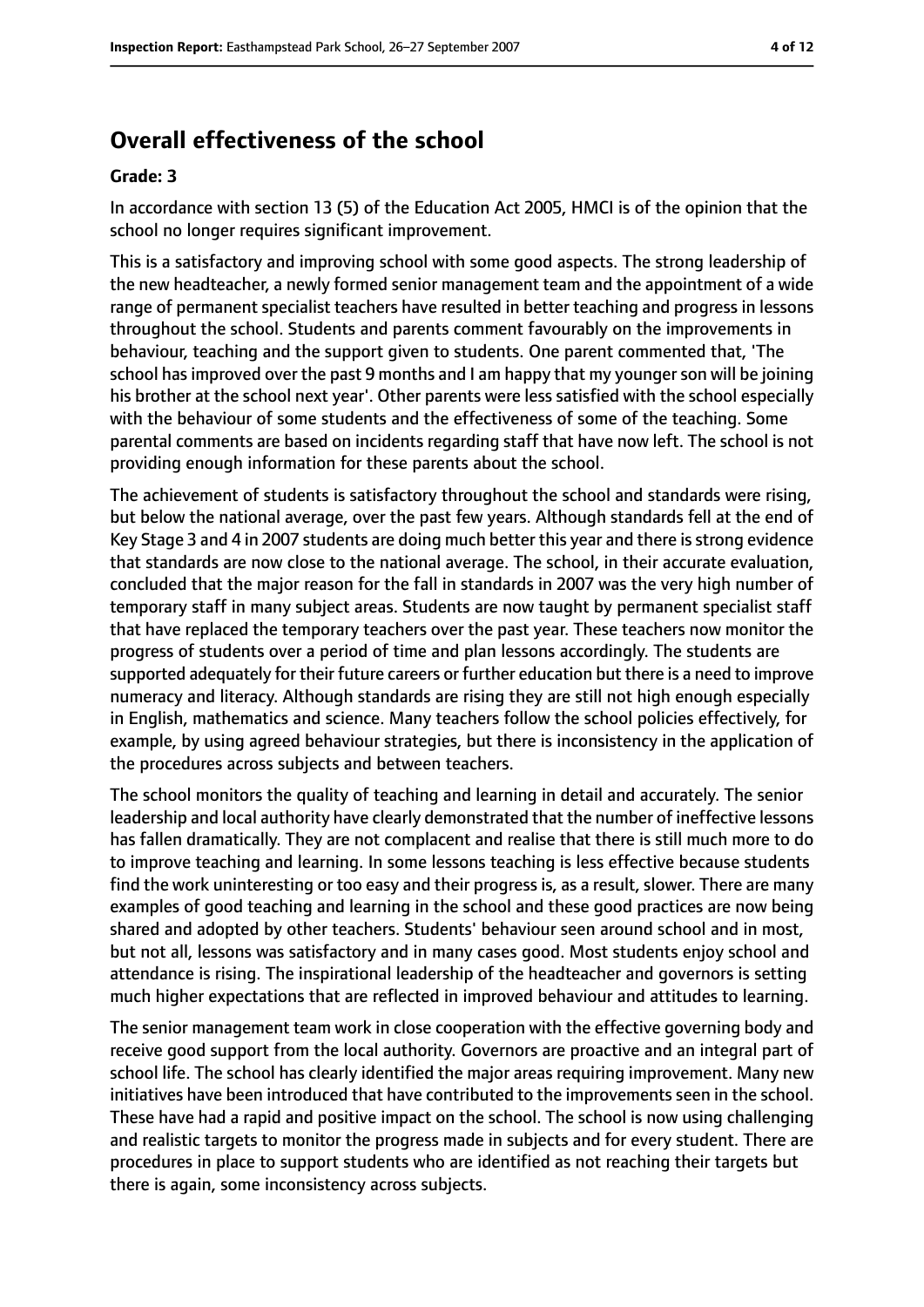# Overall effectiveness of the school

**Grade: 3**

In accordance with section 13 (5) of the Education Act 2005, HMCI is of the opinion that the school no longer requires significant improvement.

This is a satisfactory and improving school with some good aspects. The strong leadership of the new headteacher, a newly formed senior management team and the appointment of a wide range of permanent specialist teachers have resulted in better teaching and progress in lessons throughout the school. Students and parents comment favourably on the improvements in behaviour, teaching and the support given to students. One parent commented that, 'The school has improved over the past 9 months and I am happy that my younger son will be joining his brother at the school next year'. Other parents were less satisfied with the school especially with the behaviour of some students and the effectiveness of some of the teaching. Some parental comments are based on incidents regarding staff that have now left. The school is not providing enough information for these parents about the school.

The achievement of students is satisfactory throughout the school and standards were rising, but below the national average, over the past few years. Although standards fell at the end of Key Stage 3 and 4 in 2007 students are doing much better this year and there is strong evidence that standards are now close to the national average. The school, in their accurate evaluation, concluded that the major reason for the fall in standards in 2007 was the very high number of temporary staff in many subject areas. Students are now taught by permanent specialist staff that have replaced the temporary teachers over the past year. These teachers now monitor the progress of students over a period of time and plan lessons accordingly. The students are supported adequately for their future careers or further education but there is a need to improve numeracy and literacy. Although standards are rising they are still not high enough especially in English, mathematics and science. Many teachers follow the school policies effectively, for example, by using agreed behaviour strategies, but there is inconsistency in the application of the procedures across subjects and between teachers.

The school monitors the quality of teaching and learning in detail and accurately. The senior leadership and local authority have clearly demonstrated that the number of ineffective lessons has fallen dramatically. They are not complacent and realise that there is still much more to do to improve teaching and learning. In some lessons teaching is less effective because students find the work uninteresting or too easy and their progress is, as a result, slower. There are many examples of good teaching and learning in the school and these good practices are now being shared and adopted by other teachers. Students' behaviour seen around school and in most, but not all, lessons was satisfactory and in many cases good. Most students enjoy school and attendance is rising. The inspirational leadership of the headteacher and governors is setting much higher expectations that are reflected in improved behaviour and attitudes to learning.

The senior management team work in close cooperation with the effective governing body and receive good support from the local authority. Governors are proactive and an integral part of school life. The school has clearly identified the major areas requiring improvement. Many new initiatives have been introduced that have contributed to the improvements seen in the school. These have had a rapid and positive impact on the school. The school is now using challenging and realistic targets to monitor the progress made in subjects and for every student. There are procedures in place to support students who are identified as not reaching their targets but there is again, some inconsistency across subjects.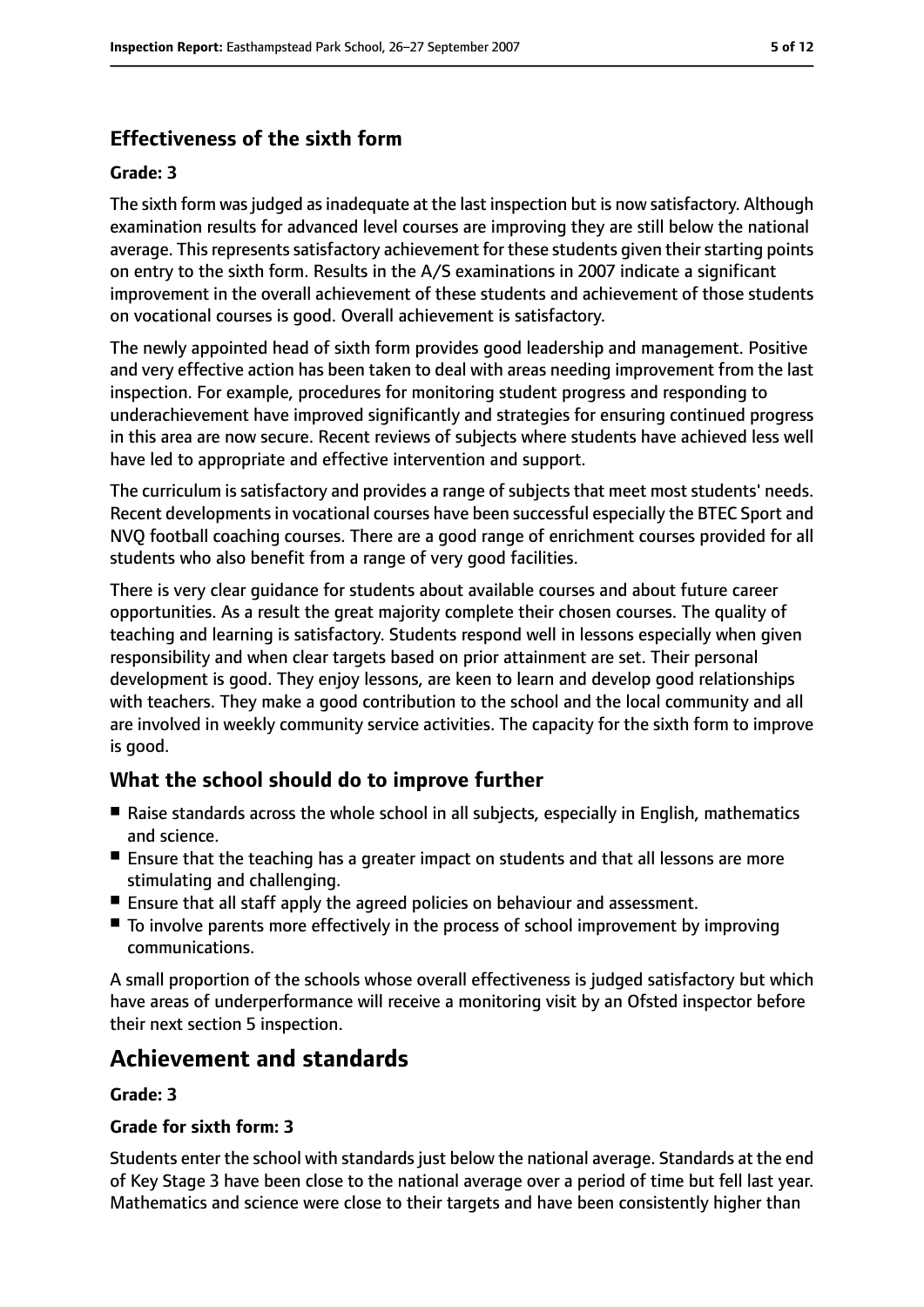## Effectiveness of the sixth form

**Grade: 3**

The sixth form was judged as inadequate at the last inspection but is now satisfactory. Although examination results for advanced level courses are improving they are still below the national average. This represents satisfactory achievement for these students given their starting points on entry to the sixth form. Results in the A/S examinations in 2007 indicate a significant improvement in the overall achievement of these students and achievement of those students on vocational courses is good. Overall achievement is satisfactory.

The newly appointed head of sixth form provides good leadership and management. Positive and very effective action has been taken to deal with areas needing improvement from the last inspection. For example, procedures for monitoring student progress and responding to underachievement have improved significantly and strategies for ensuring continued progress in this area are now secure. Recent reviews of subjects where students have achieved less well have led to appropriate and effective intervention and support.

The curriculum is satisfactory and provides a range of subjects that meet most students' needs. Recent developments in vocational courses have been successful especially the BTEC Sport and NVQ football coaching courses. There are a good range of enrichment courses provided for all students who also benefit from a range of very good facilities.

There is very clear guidance for students about available courses and about future career opportunities. As a result the great majority complete their chosen courses. The quality of teaching and learning is satisfactory. Students respond well in lessons especially when given responsibility and when clear targets based on prior attainment are set. Their personal development is good. They enjoy lessons, are keen to learn and develop good relationships with teachers. They make a good contribution to the school and the local community and all are involved in weekly community service activities. The capacity for the sixth form to improve is good.

## What the school should do to improve further

- Raise standards across the whole school in all subjects, especially in English, mathematics and science.
- Ensure that the teaching has a greater impact on students and that all lessons are more stimulating and challenging.
- Ensure that all staff apply the agreed policies on behaviour and assessment.
- To involve parents more effectively in the process of school improvement by improving communications.

A small proportion of the schools whose overall effectiveness is judged satisfactory but which have areas of underperformance will receive a monitoring visit by an Ofsted inspector before their next section 5 inspection.

# Achievement and standards

**Grade: 3**

**Grade for sixth form: 3**

Students enter the school with standards just below the national average. Standards at the end of Key Stage 3 have been close to the national average over a period of time but fell last year. Mathematics and science were close to their targets and have been consistently higher than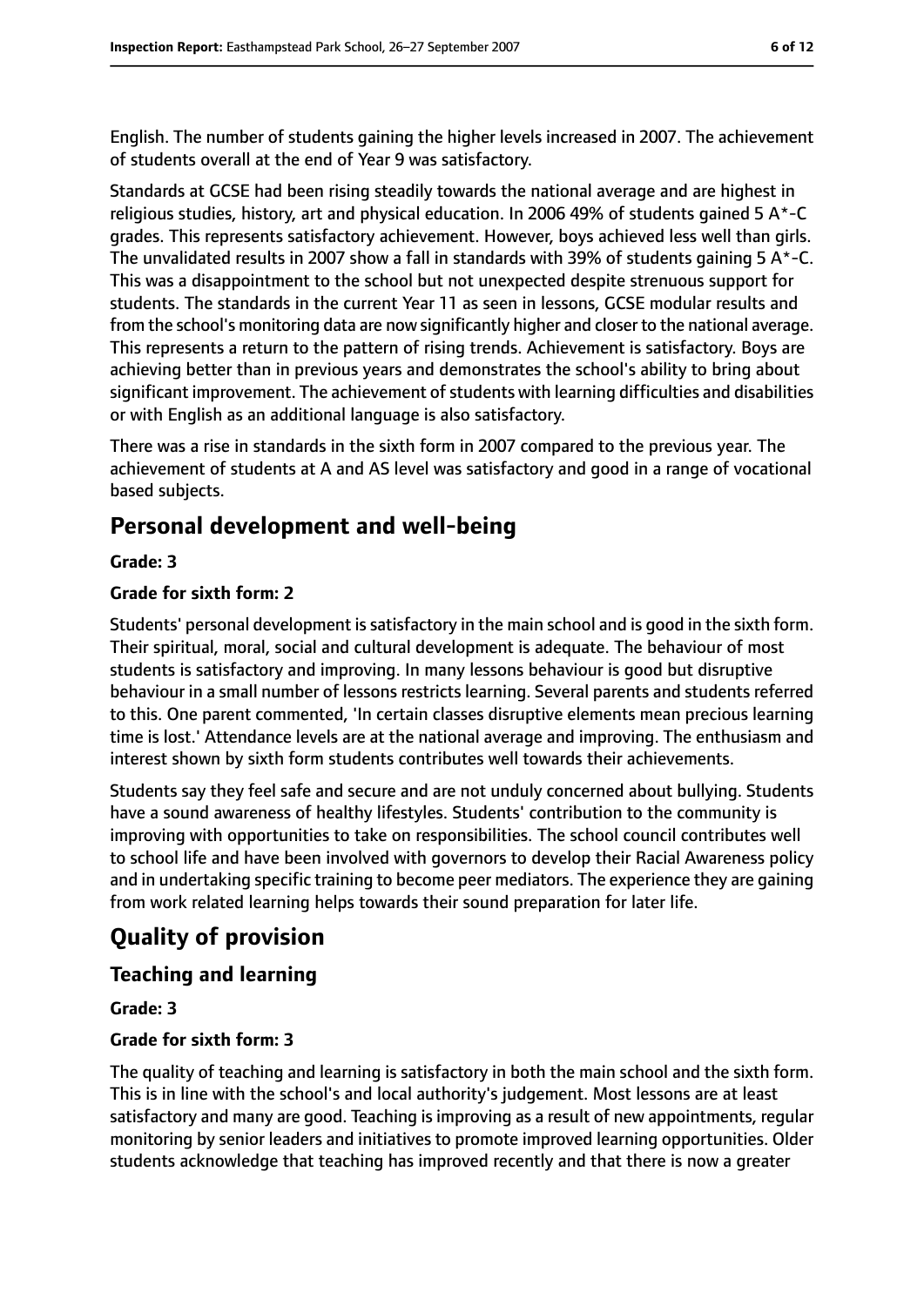English. The number of students gaining the higher levels increased in 2007. The achievement of students overall at the end of Year 9 was satisfactory.

Standards at GCSE had been rising steadily towards the national average and are highest in religious studies, history, art and physical education. In 2006 49% of students gained 5 A*-C grades. This represents satisfactory achievement. However, boys achieved less well than girls. The unvalidated results in 2007 show a fall in standards with 39% of students gaining 5 A*-C. This was a disappointment to the school but not unexpected despite strenuous support for students. The standards in the current Year 11 as seen in lessons, GCSE modular results and from the school's monitoring data are now significantly higher and closer to the national average. This represents a return to the pattern of rising trends. Achievement is satisfactory. Boys are achieving better than in previous years and demonstrates the school's ability to bring about significant improvement. The achievement of students with learning difficulties and disabilities or with English as an additional language is also satisfactory.

There was a rise in standards in the sixth form in 2007 compared to the previous year. The achievement of students at A and AS level was satisfactory and good in a range of vocational based subjects.

# Personal development and well-being

**Grade: 3**

**Grade for sixth form: 2**

Students' personal development is satisfactory in the main school and is good in the sixth form. Their spiritual, moral, social and cultural development is adequate. The behaviour of most students is satisfactory and improving. In many lessons behaviour is good but disruptive behaviour in a small number of lessons restricts learning. Several parents and students referred to this. One parent commented, 'In certain classes disruptive elements mean precious learning time is lost.' Attendance levels are at the national average and improving. The enthusiasm and interest shown by sixth form students contributes well towards their achievements.

Students say they feel safe and secure and are not unduly concerned about bullying. Students have a sound awareness of healthy lifestyles. Students' contribution to the community is improving with opportunities to take on responsibilities. The school council contributes well to school life and have been involved with governors to develop their Racial Awareness policy and in undertaking specific training to become peer mediators. The experience they are gaining from work related learning helps towards their sound preparation for later life.

# Quality of provision

## Teaching and learning

**Grade: 3**

**Grade for sixth form: 3**

The quality of teaching and learning is satisfactory in both the main school and the sixth form. This is in line with the school's and local authority's judgement. Most lessons are at least satisfactory and many are good. Teaching is improving as a result of new appointments, regular monitoring by senior leaders and initiatives to promote improved learning opportunities. Older students acknowledge that teaching has improved recently and that there is now a greater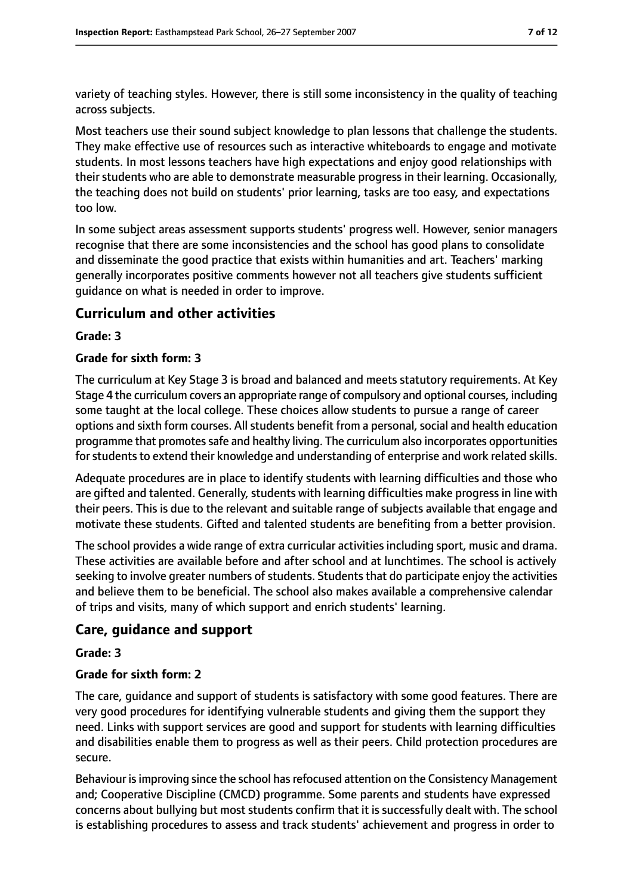variety of teaching styles. However, there is still some inconsistency in the quality of teaching across subjects.

Most teachers use their sound subject knowledge to plan lessons that challenge the students. They make effective use of resources such as interactive whiteboards to engage and motivate students. In most lessons teachers have high expectations and enjoy good relationships with their students who are able to demonstrate measurable progress in their learning. Occasionally, the teaching does not build on students' prior learning, tasks are too easy, and expectations too low.

In some subject areas assessment supports students' progress well. However, senior managers recognise that there are some inconsistencies and the school has good plans to consolidate and disseminate the good practice that exists within humanities and art. Teachers' marking generally incorporates positive comments however not all teachers give students sufficient guidance on what is needed in order to improve.

## Curriculum and other activities

**Grade: 3**

**Grade for sixth form: 3**

The curriculum at Key Stage 3 is broad and balanced and meets statutory requirements. At Key Stage 4 the curriculum covers an appropriate range of compulsory and optional courses, including some taught at the local college. These choices allow students to pursue a range of career options and sixth form courses. All students benefit from a personal, social and health education programme that promotes safe and healthy living. The curriculum also incorporates opportunities for students to extend their knowledge and understanding of enterprise and work related skills.

Adequate procedures are in place to identify students with learning difficulties and those who are gifted and talented. Generally, students with learning difficulties make progress in line with their peers. This is due to the relevant and suitable range of subjects available that engage and motivate these students. Gifted and talented students are benefiting from a better provision.

The school provides a wide range of extra curricular activities including sport, music and drama. These activities are available before and after school and at lunchtimes. The school is actively seeking to involve greater numbers of students. Students that do participate enjoy the activities and believe them to be beneficial. The school also makes available a comprehensive calendar of trips and visits, many of which support and enrich students' learning.

## Care, guidance and support

**Grade: 3**

**Grade for sixth form: 2**

The care, guidance and support of students is satisfactory with some good features. There are very good procedures for identifying vulnerable students and giving them the support they need. Links with support services are good and support for students with learning difficulties and disabilities enable them to progress as well as their peers. Child protection procedures are secure.

Behaviour is improving since the school has refocused attention on the Consistency Management and; Cooperative Discipline (CMCD) programme. Some parents and students have expressed concerns about bullying but most students confirm that it is successfully dealt with. The school is establishing procedures to assess and track students' achievement and progress in order to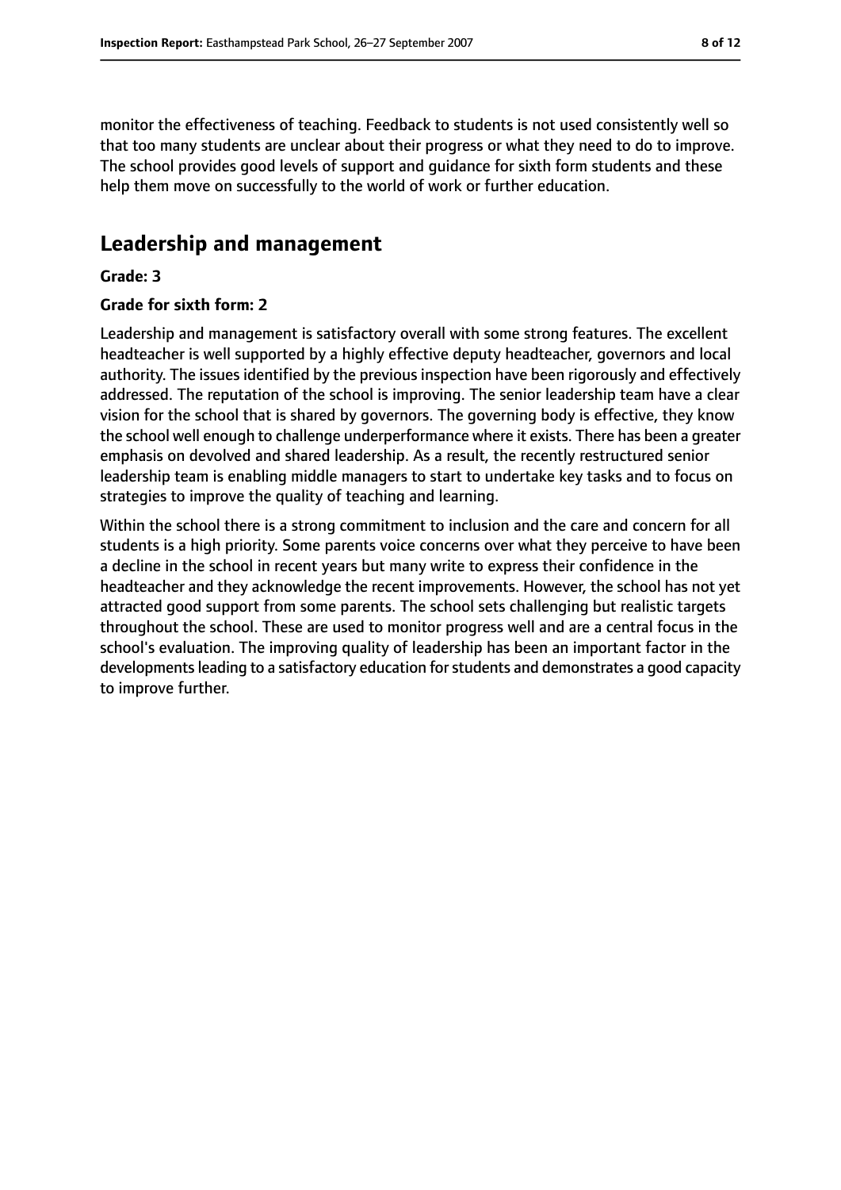monitor the effectiveness of teaching. Feedback to students is not used consistently well so that too many students are unclear about their progress or what they need to do to improve. The school provides good levels of support and guidance for sixth form students and these help them move on successfully to the world of work or further education.

## Leadership and management

**Grade: 3**

**Grade for sixth form: 2**

Leadership and management is satisfactory overall with some strong features. The excellent headteacher is well supported by a highly effective deputy headteacher, governors and local authority. The issues identified by the previous inspection have been rigorously and effectively addressed. The reputation of the school is improving. The senior leadership team have a clear vision for the school that is shared by governors. The governing body is effective, they know the school well enough to challenge underperformance where it exists. There has been a greater emphasis on devolved and shared leadership. As a result, the recently restructured senior leadership team is enabling middle managers to start to undertake key tasks and to focus on strategies to improve the quality of teaching and learning.

Within the school there is a strong commitment to inclusion and the care and concern for all students is a high priority. Some parents voice concerns over what they perceive to have been a decline in the school in recent years but many write to express their confidence in the headteacher and they acknowledge the recent improvements. However, the school has not yet attracted good support from some parents. The school sets challenging but realistic targets throughout the school. These are used to monitor progress well and are a central focus in the school's evaluation. The improving quality of leadership has been an important factor in the developments leading to a satisfactory education for students and demonstrates a good capacity to improve further.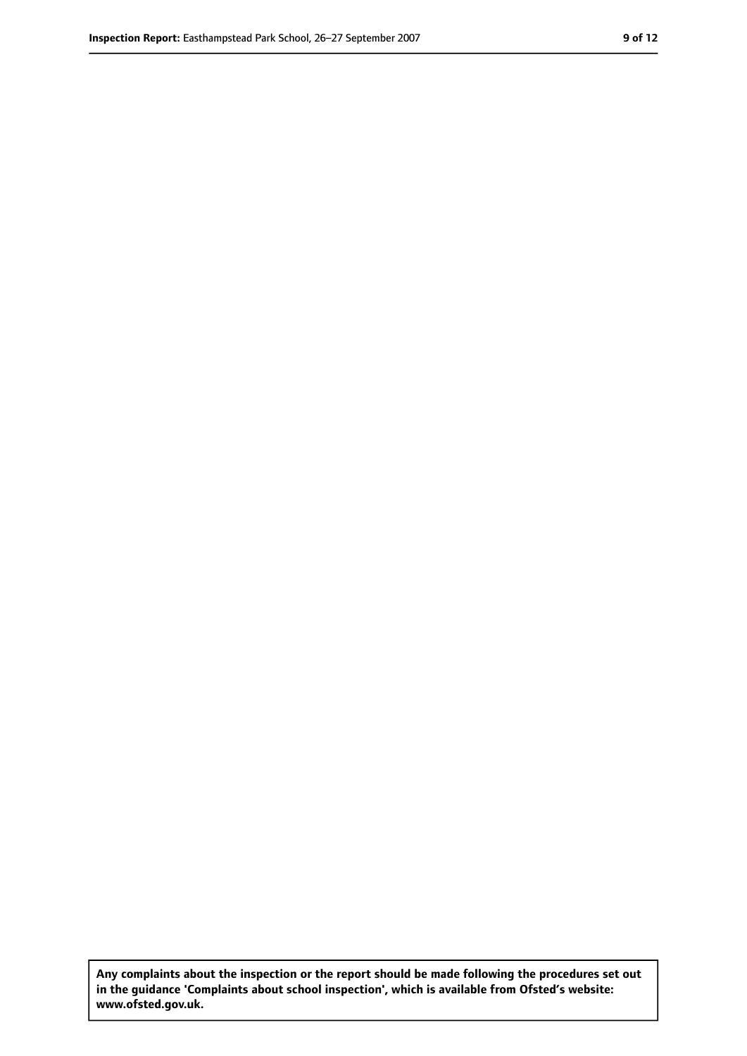**Any complaints about the inspection or the report should be made following the procedures set out in the guidance 'Complaints about school inspection', which is available from Ofsted's website: www.ofsted.gov.uk.**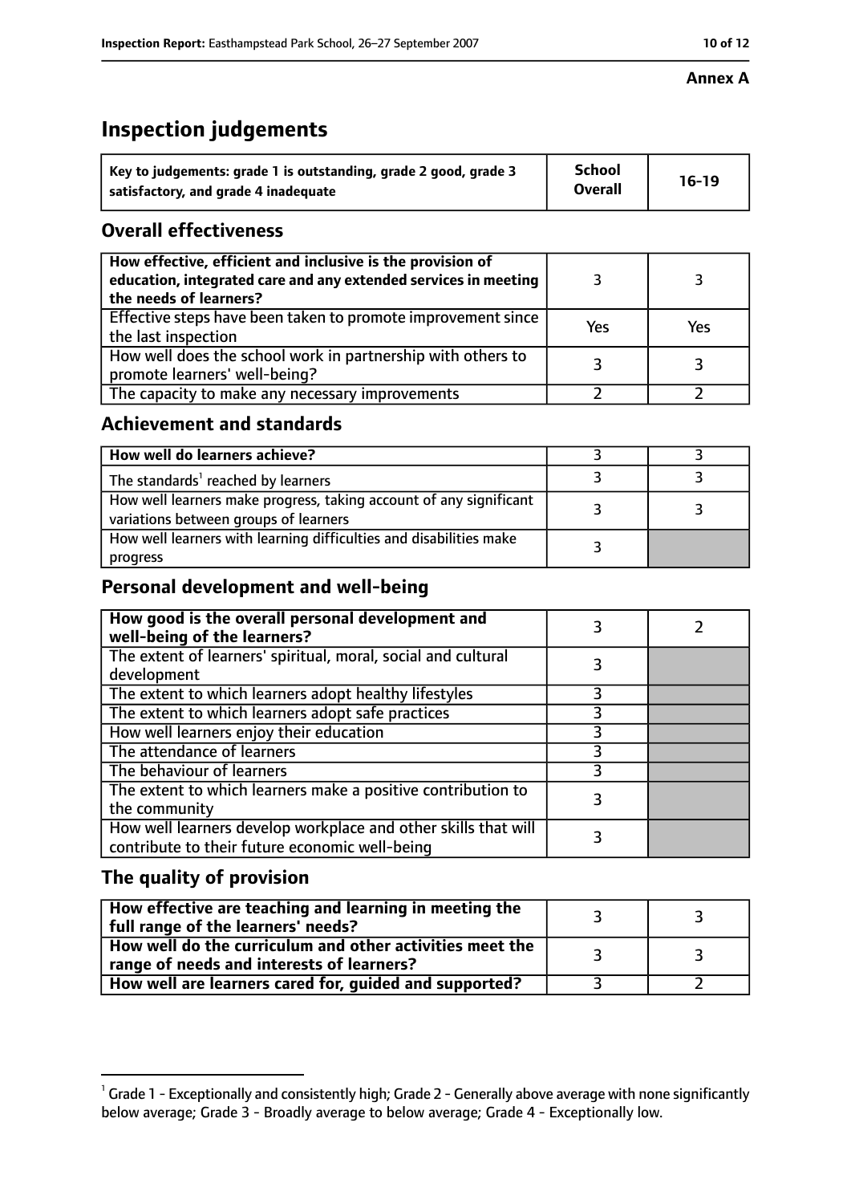**Annex A**

# Inspection judgements

| Key to judgements: grade 1 is outstanding, grade 2 good, grade 3 satisfactory, and grade 4 inadequate | School Overall | 16-19 |
|---|---|---|

## Overall effectiveness

| | | |
|---|---|---|
| How effective, efficient and inclusive is the provision of education, integrated care and any extended services in meeting the needs of learners? | 3 | 3 |
| Effective steps have been taken to promote improvement since the last inspection | Yes | Yes |
| How well does the school work in partnership with others to promote learners' well-being? | 3 | 3 |
| The capacity to make any necessary improvements | 2 | 2 |

## Achievement and standards

| | | |
|---|---|---|
| **How well do learners achieve?** | 3 | 3 |
| The standards[1] reached by learners | 3 | 3 |
| How well learners make progress, taking account of any significant variations between groups of learners | 3 | 3 |
| How well learners with learning difficulties and disabilities make progress | 3 | |

## Personal development and well-being

| | | |
|---|---|---|
| **How good is the overall personal development and well-being of the learners?** | 3 | 2 |
| The extent of learners' spiritual, moral, social and cultural development | 3 | |
| The extent to which learners adopt healthy lifestyles | 3 | |
| The extent to which learners adopt safe practices | 3 | |
| How well learners enjoy their education | 3 | |
| The attendance of learners | 3 | |
| The behaviour of learners | 3 | |
| The extent to which learners make a positive contribution to the community | 3 | |
| How well learners develop workplace and other skills that will contribute to their future economic well-being | 3 | |

## The quality of provision

| | | |
|---|---|---|
| **How effective are teaching and learning in meeting the full range of the learners' needs?** | 3 | 3 |
| **How well do the curriculum and other activities meet the range of needs and interests of learners?** | 3 | 3 |
| **How well are learners cared for, guided and supported?** | 3 | 2 |

[1] Grade 1 - Exceptionally and consistently high; Grade 2 - Generally above average with none significantly below average; Grade 3 - Broadly average to below average; Grade 4 - Exceptionally low.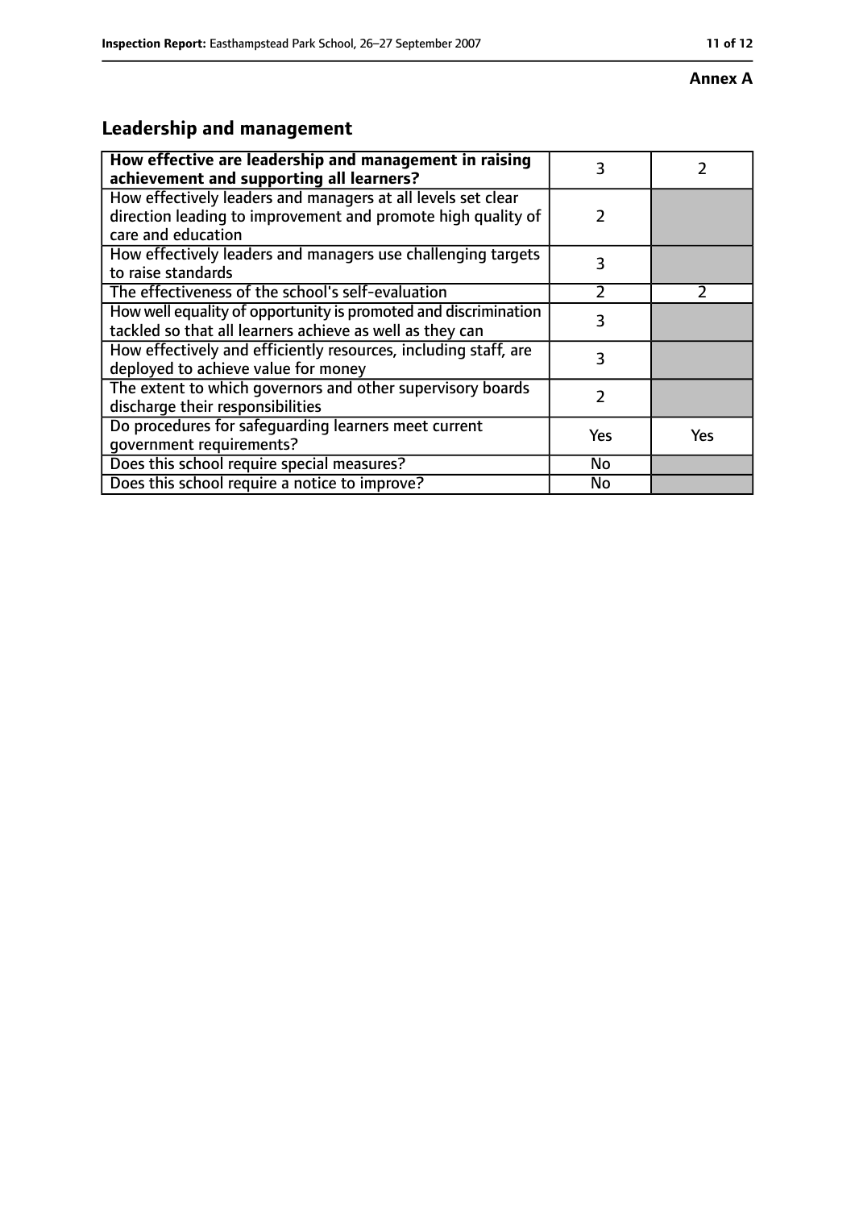**Annex A**

## Leadership and management

| How effective are leadership and management in raising achievement and supporting all learners? | 3 | 2 |
|---|---|---|
| How effectively leaders and managers at all levels set clear direction leading to improvement and promote high quality of care and education | 2 | |
| How effectively leaders and managers use challenging targets to raise standards | 3 | |
| The effectiveness of the school's self-evaluation | 2 | 2 |
| How well equality of opportunity is promoted and discrimination tackled so that all learners achieve as well as they can | 3 | |
| How effectively and efficiently resources, including staff, are deployed to achieve value for money | 3 | |
| The extent to which governors and other supervisory boards discharge their responsibilities | 2 | |
| Do procedures for safeguarding learners meet current government requirements? | Yes | Yes |
| Does this school require special measures? | No | |
| Does this school require a notice to improve? | No | |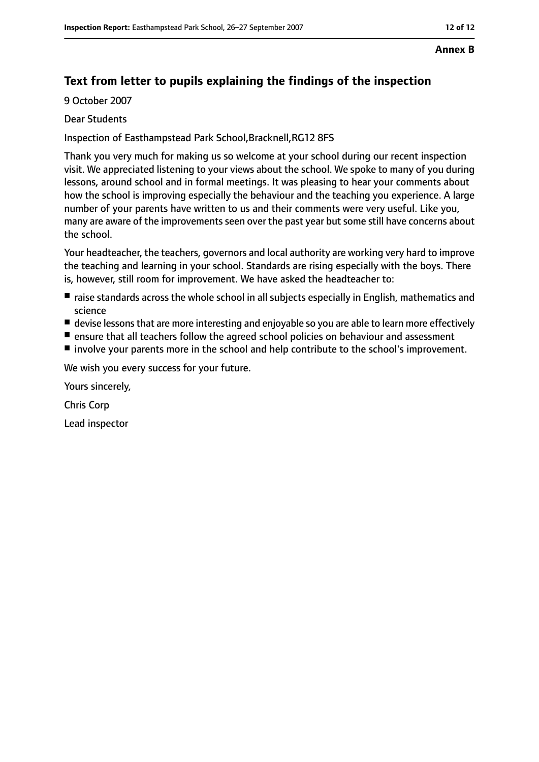**Annex B**

## Text from letter to pupils explaining the findings of the inspection

9 October 2007

Dear Students

Inspection of Easthampstead Park School,Bracknell,RG12 8FS

Thank you very much for making us so welcome at your school during our recent inspection visit. We appreciated listening to your views about the school. We spoke to many of you during lessons, around school and in formal meetings. It was pleasing to hear your comments about how the school is improving especially the behaviour and the teaching you experience. A large number of your parents have written to us and their comments were very useful. Like you, many are aware of the improvements seen over the past year but some still have concerns about the school.

Your headteacher, the teachers, governors and local authority are working very hard to improve the teaching and learning in your school. Standards are rising especially with the boys. There is, however, still room for improvement. We have asked the headteacher to:

- raise standards across the whole school in all subjects especially in English, mathematics and science
- devise lessons that are more interesting and enjoyable so you are able to learn more effectively
- ensure that all teachers follow the agreed school policies on behaviour and assessment
- involve your parents more in the school and help contribute to the school's improvement.

We wish you every success for your future.

Yours sincerely,

Chris Corp

Lead inspector